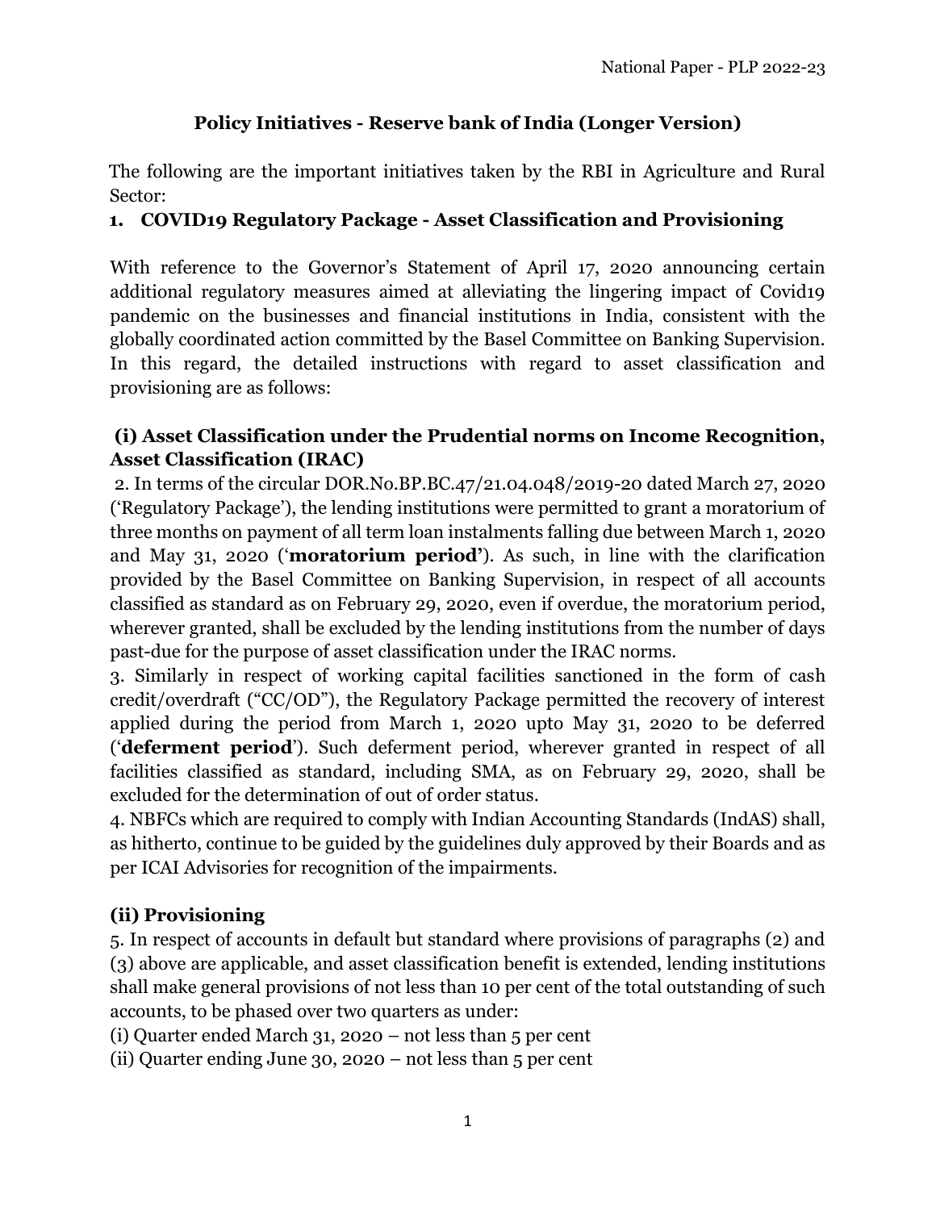# Policy Initiatives - Reserve bank of India (Longer Version)

The following are the important initiatives taken by the RBI in Agriculture and Rural Sector:

## 1. COVID19 Regulatory Package - Asset Classification and Provisioning

With reference to the Governor's Statement of April 17, 2020 announcing certain additional regulatory measures aimed at alleviating the lingering impact of Covid19 pandemic on the businesses and financial institutions in India, consistent with the globally coordinated action committed by the Basel Committee on Banking Supervision. In this regard, the detailed instructions with regard to asset classification and provisioning are as follows:

### (i) Asset Classification under the Prudential norms on Income Recognition, Asset Classification (IRAC)

2. In terms of the circular DOR.No.BP.BC.47/21.04.048/2019-20 dated March 27, 2020 ('Regulatory Package'), the lending institutions were permitted to grant a moratorium of three months on payment of all term loan instalments falling due between March 1, 2020 and May 31, 2020 ('**moratorium period'**). As such, in line with the clarification provided by the Basel Committee on Banking Supervision, in respect of all accounts classified as standard as on February 29, 2020, even if overdue, the moratorium period, wherever granted, shall be excluded by the lending institutions from the number of days past-due for the purpose of asset classification under the IRAC norms.

3. Similarly in respect of working capital facilities sanctioned in the form of cash credit/overdraft ("CC/OD"), the Regulatory Package permitted the recovery of interest applied during the period from March 1, 2020 upto May 31, 2020 to be deferred ('**deferment period**'). Such deferment period, wherever granted in respect of all facilities classified as standard, including SMA, as on February 29, 2020, shall be excluded for the determination of out of order status.

4. NBFCs which are required to comply with Indian Accounting Standards (IndAS) shall, as hitherto, continue to be guided by the guidelines duly approved by their Boards and as per ICAI Advisories for recognition of the impairments.

### (ii) Provisioning

5. In respect of accounts in default but standard where provisions of paragraphs (2) and (3) above are applicable, and asset classification benefit is extended, lending institutions shall make general provisions of not less than 10 per cent of the total outstanding of such accounts, to be phased over two quarters as under:

(i) Quarter ended March 31, 2020 – not less than 5 per cent

(ii) Quarter ending June 30, 2020 – not less than 5 per cent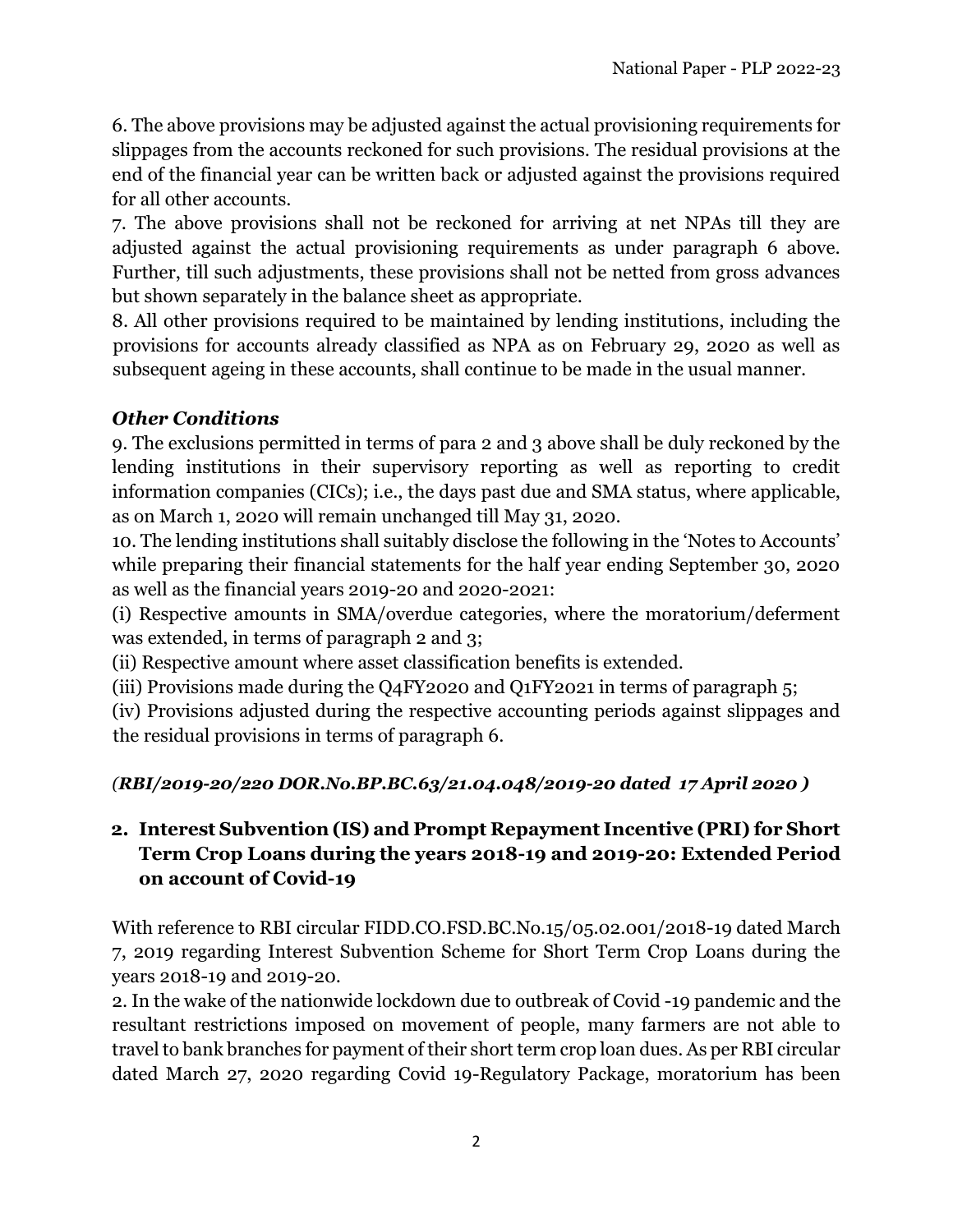6. The above provisions may be adjusted against the actual provisioning requirements for slippages from the accounts reckoned for such provisions. The residual provisions at the end of the financial year can be written back or adjusted against the provisions required for all other accounts.

7. The above provisions shall not be reckoned for arriving at net NPAs till they are adjusted against the actual provisioning requirements as under paragraph 6 above. Further, till such adjustments, these provisions shall not be netted from gross advances but shown separately in the balance sheet as appropriate.

8. All other provisions required to be maintained by lending institutions, including the provisions for accounts already classified as NPA as on February 29, 2020 as well as subsequent ageing in these accounts, shall continue to be made in the usual manner.

### *Other Conditions*

9. The exclusions permitted in terms of para 2 and 3 above shall be duly reckoned by the lending institutions in their supervisory reporting as well as reporting to credit information companies (CICs); i.e., the days past due and SMA status, where applicable, as on March 1, 2020 will remain unchanged till May 31, 2020.

10. The lending institutions shall suitably disclose the following in the 'Notes to Accounts' while preparing their financial statements for the half year ending September 30, 2020 as well as the financial years 2019-20 and 2020-2021:

(i) Respective amounts in SMA/overdue categories, where the moratorium/deferment was extended, in terms of paragraph 2 and 3;

(ii) Respective amount where asset classification benefits is extended.

(iii) Provisions made during the Q4FY2020 and Q1FY2021 in terms of paragraph 5;

(iv) Provisions adjusted during the respective accounting periods against slippages and the residual provisions in terms of paragraph 6.

***(RBI/2019-20/220 DOR.No.BP.BC.63/21.04.048/2019-20 dated 17 April 2020 )***

## 2. Interest Subvention (IS) and Prompt Repayment Incentive (PRI) for Short Term Crop Loans during the years 2018-19 and 2019-20: Extended Period on account of Covid-19

With reference to RBI circular FIDD.CO.FSD.BC.No.15/05.02.001/2018-19 dated March 7, 2019 regarding Interest Subvention Scheme for Short Term Crop Loans during the years 2018-19 and 2019-20.

2. In the wake of the nationwide lockdown due to outbreak of Covid -19 pandemic and the resultant restrictions imposed on movement of people, many farmers are not able to travel to bank branches for payment of their short term crop loan dues. As per RBI circular dated March 27, 2020 regarding Covid 19-Regulatory Package, moratorium has been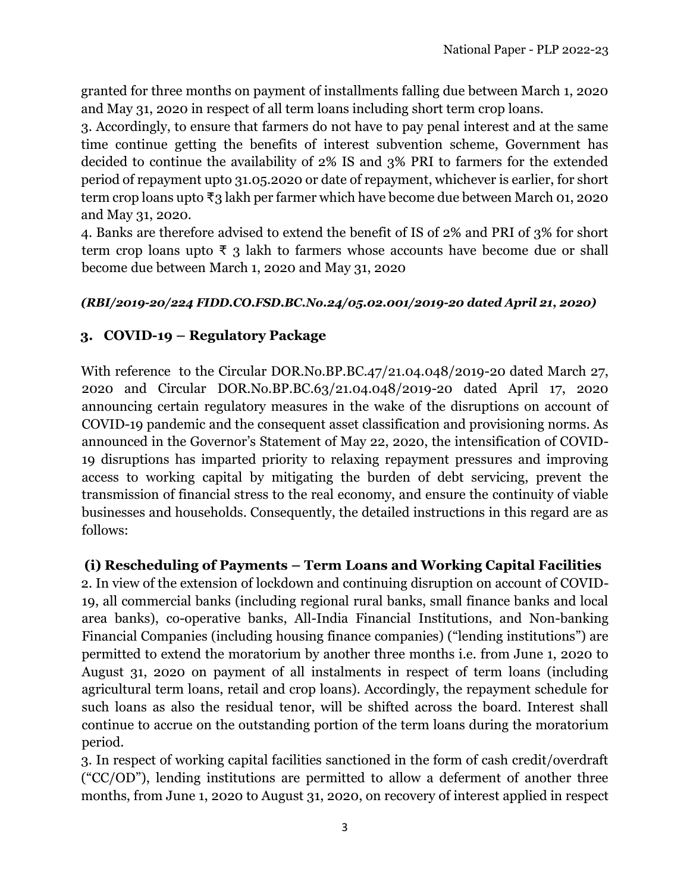granted for three months on payment of installments falling due between March 1, 2020 and May 31, 2020 in respect of all term loans including short term crop loans.

3. Accordingly, to ensure that farmers do not have to pay penal interest and at the same time continue getting the benefits of interest subvention scheme, Government has decided to continue the availability of 2% IS and 3% PRI to farmers for the extended period of repayment upto 31.05.2020 or date of repayment, whichever is earlier, for short term crop loans upto ₹3 lakh per farmer which have become due between March 01, 2020 and May 31, 2020.

4. Banks are therefore advised to extend the benefit of IS of 2% and PRI of 3% for short term crop loans upto ₹ 3 lakh to farmers whose accounts have become due or shall become due between March 1, 2020 and May 31, 2020

***(RBI/2019-20/224 FIDD.CO.FSD.BC.No.24/05.02.001/2019-20 dated April 21, 2020)***

### 3. COVID-19 – Regulatory Package

With reference to the Circular DOR.No.BP.BC.47/21.04.048/2019-20 dated March 27, 2020 and Circular DOR.No.BP.BC.63/21.04.048/2019-20 dated April 17, 2020 announcing certain regulatory measures in the wake of the disruptions on account of COVID-19 pandemic and the consequent asset classification and provisioning norms. As announced in the Governor's Statement of May 22, 2020, the intensification of COVID-19 disruptions has imparted priority to relaxing repayment pressures and improving access to working capital by mitigating the burden of debt servicing, prevent the transmission of financial stress to the real economy, and ensure the continuity of viable businesses and households. Consequently, the detailed instructions in this regard are as follows:

#### (i) Rescheduling of Payments – Term Loans and Working Capital Facilities

2. In view of the extension of lockdown and continuing disruption on account of COVID-19, all commercial banks (including regional rural banks, small finance banks and local area banks), co-operative banks, All-India Financial Institutions, and Non-banking Financial Companies (including housing finance companies) ("lending institutions") are permitted to extend the moratorium by another three months i.e. from June 1, 2020 to August 31, 2020 on payment of all instalments in respect of term loans (including agricultural term loans, retail and crop loans). Accordingly, the repayment schedule for such loans as also the residual tenor, will be shifted across the board. Interest shall continue to accrue on the outstanding portion of the term loans during the moratorium period.

3. In respect of working capital facilities sanctioned in the form of cash credit/overdraft ("CC/OD"), lending institutions are permitted to allow a deferment of another three months, from June 1, 2020 to August 31, 2020, on recovery of interest applied in respect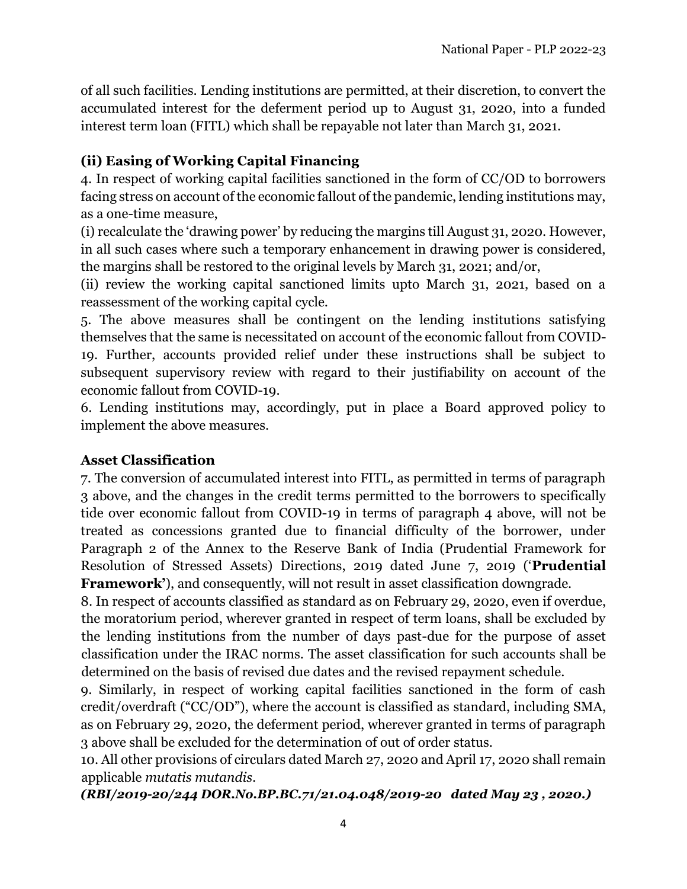of all such facilities. Lending institutions are permitted, at their discretion, to convert the accumulated interest for the deferment period up to August 31, 2020, into a funded interest term loan (FITL) which shall be repayable not later than March 31, 2021.

### (ii) Easing of Working Capital Financing

4. In respect of working capital facilities sanctioned in the form of CC/OD to borrowers facing stress on account of the economic fallout of the pandemic, lending institutions may, as a one-time measure,

(i) recalculate the 'drawing power' by reducing the margins till August 31, 2020. However, in all such cases where such a temporary enhancement in drawing power is considered, the margins shall be restored to the original levels by March 31, 2021; and/or,

(ii) review the working capital sanctioned limits upto March 31, 2021, based on a reassessment of the working capital cycle.

5. The above measures shall be contingent on the lending institutions satisfying themselves that the same is necessitated on account of the economic fallout from COVID-19. Further, accounts provided relief under these instructions shall be subject to subsequent supervisory review with regard to their justifiability on account of the economic fallout from COVID-19.

6. Lending institutions may, accordingly, put in place a Board approved policy to implement the above measures.

### Asset Classification

7. The conversion of accumulated interest into FITL, as permitted in terms of paragraph 3 above, and the changes in the credit terms permitted to the borrowers to specifically tide over economic fallout from COVID-19 in terms of paragraph 4 above, will not be treated as concessions granted due to financial difficulty of the borrower, under Paragraph 2 of the Annex to the Reserve Bank of India (Prudential Framework for Resolution of Stressed Assets) Directions, 2019 dated June 7, 2019 ('**Prudential Framework'**), and consequently, will not result in asset classification downgrade.

8. In respect of accounts classified as standard as on February 29, 2020, even if overdue, the moratorium period, wherever granted in respect of term loans, shall be excluded by the lending institutions from the number of days past-due for the purpose of asset classification under the IRAC norms. The asset classification for such accounts shall be determined on the basis of revised due dates and the revised repayment schedule.

9. Similarly, in respect of working capital facilities sanctioned in the form of cash credit/overdraft ("CC/OD"), where the account is classified as standard, including SMA, as on February 29, 2020, the deferment period, wherever granted in terms of paragraph 3 above shall be excluded for the determination of out of order status.

10. All other provisions of circulars dated March 27, 2020 and April 17, 2020 shall remain applicable *mutatis mutandis*.

***(RBI/2019-20/244 DOR.No.BP.BC.71/21.04.048/2019-20 dated May 23 , 2020.)***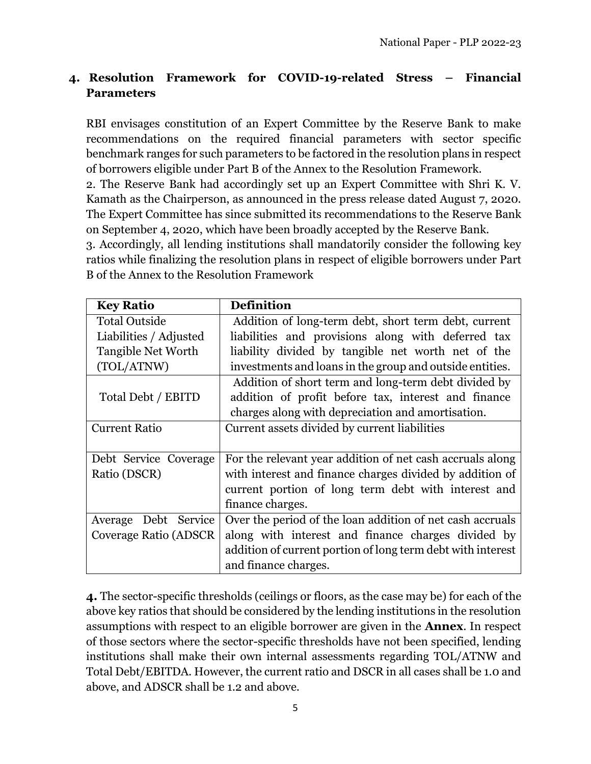## 4. Resolution Framework for COVID-19-related Stress – Financial Parameters

RBI envisages constitution of an Expert Committee by the Reserve Bank to make recommendations on the required financial parameters with sector specific benchmark ranges for such parameters to be factored in the resolution plans in respect of borrowers eligible under Part B of the Annex to the Resolution Framework.

2. The Reserve Bank had accordingly set up an Expert Committee with Shri K. V. Kamath as the Chairperson, as announced in the press release dated August 7, 2020. The Expert Committee has since submitted its recommendations to the Reserve Bank on September 4, 2020, which have been broadly accepted by the Reserve Bank.

3. Accordingly, all lending institutions shall mandatorily consider the following key ratios while finalizing the resolution plans in respect of eligible borrowers under Part B of the Annex to the Resolution Framework

| Key Ratio | Definition |
|---|---|
| Total Outside Liabilities / Adjusted Tangible Net Worth (TOL/ATNW) | Addition of long-term debt, short term debt, current liabilities and provisions along with deferred tax liability divided by tangible net worth net of the investments and loans in the group and outside entities. |
| Total Debt / EBITD | Addition of short term and long-term debt divided by addition of profit before tax, interest and finance charges along with depreciation and amortisation. |
| Current Ratio | Current assets divided by current liabilities |
| Debt Service Coverage Ratio (DSCR) | For the relevant year addition of net cash accruals along with interest and finance charges divided by addition of current portion of long term debt with interest and finance charges. |
| Average Debt Service Coverage Ratio (ADSCR | Over the period of the loan addition of net cash accruals along with interest and finance charges divided by addition of current portion of long term debt with interest and finance charges. |

**4.** The sector-specific thresholds (ceilings or floors, as the case may be) for each of the above key ratios that should be considered by the lending institutions in the resolution assumptions with respect to an eligible borrower are given in the **Annex**. In respect of those sectors where the sector-specific thresholds have not been specified, lending institutions shall make their own internal assessments regarding TOL/ATNW and Total Debt/EBITDA. However, the current ratio and DSCR in all cases shall be 1.0 and above, and ADSCR shall be 1.2 and above.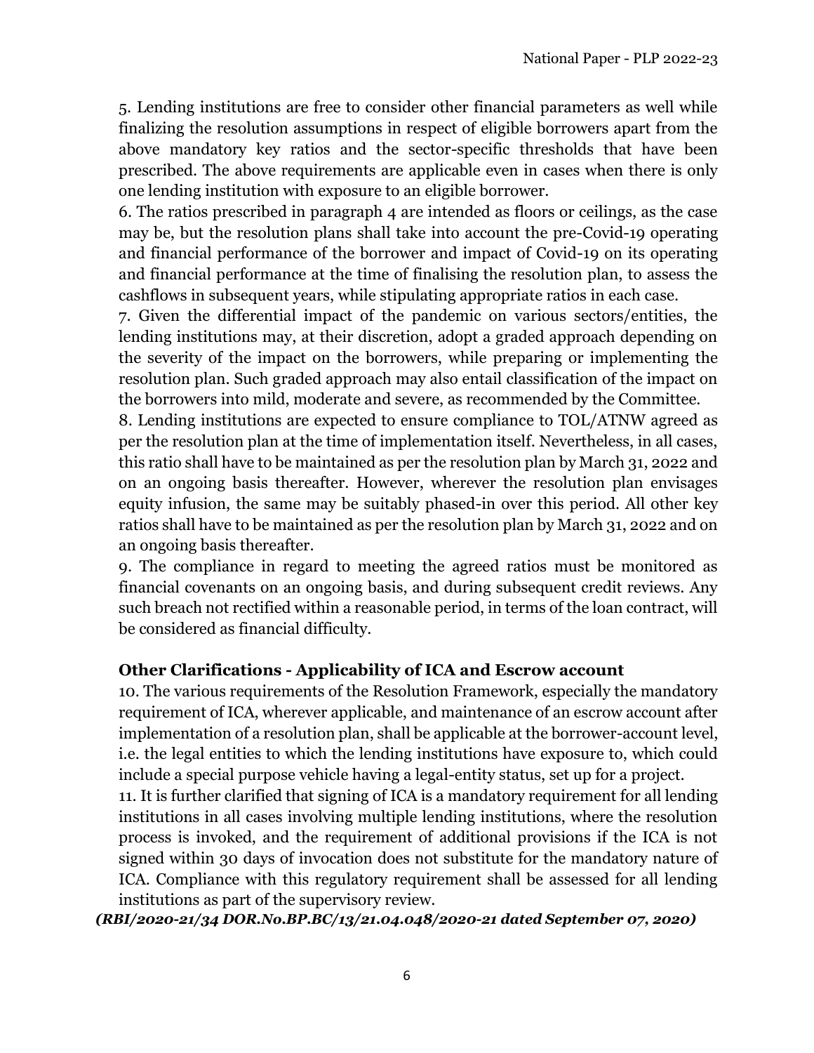5. Lending institutions are free to consider other financial parameters as well while finalizing the resolution assumptions in respect of eligible borrowers apart from the above mandatory key ratios and the sector-specific thresholds that have been prescribed. The above requirements are applicable even in cases when there is only one lending institution with exposure to an eligible borrower.

6. The ratios prescribed in paragraph 4 are intended as floors or ceilings, as the case may be, but the resolution plans shall take into account the pre-Covid-19 operating and financial performance of the borrower and impact of Covid-19 on its operating and financial performance at the time of finalising the resolution plan, to assess the cashflows in subsequent years, while stipulating appropriate ratios in each case.

7. Given the differential impact of the pandemic on various sectors/entities, the lending institutions may, at their discretion, adopt a graded approach depending on the severity of the impact on the borrowers, while preparing or implementing the resolution plan. Such graded approach may also entail classification of the impact on the borrowers into mild, moderate and severe, as recommended by the Committee.

8. Lending institutions are expected to ensure compliance to TOL/ATNW agreed as per the resolution plan at the time of implementation itself. Nevertheless, in all cases, this ratio shall have to be maintained as per the resolution plan by March 31, 2022 and on an ongoing basis thereafter. However, wherever the resolution plan envisages equity infusion, the same may be suitably phased-in over this period. All other key ratios shall have to be maintained as per the resolution plan by March 31, 2022 and on an ongoing basis thereafter.

9. The compliance in regard to meeting the agreed ratios must be monitored as financial covenants on an ongoing basis, and during subsequent credit reviews. Any such breach not rectified within a reasonable period, in terms of the loan contract, will be considered as financial difficulty.

### Other Clarifications - Applicability of ICA and Escrow account

10. The various requirements of the Resolution Framework, especially the mandatory requirement of ICA, wherever applicable, and maintenance of an escrow account after implementation of a resolution plan, shall be applicable at the borrower-account level, i.e. the legal entities to which the lending institutions have exposure to, which could include a special purpose vehicle having a legal-entity status, set up for a project.

11. It is further clarified that signing of ICA is a mandatory requirement for all lending institutions in all cases involving multiple lending institutions, where the resolution process is invoked, and the requirement of additional provisions if the ICA is not signed within 30 days of invocation does not substitute for the mandatory nature of ICA. Compliance with this regulatory requirement shall be assessed for all lending institutions as part of the supervisory review.

***(RBI/2020-21/34 DOR.No.BP.BC/13/21.04.048/2020-21 dated September 07, 2020)***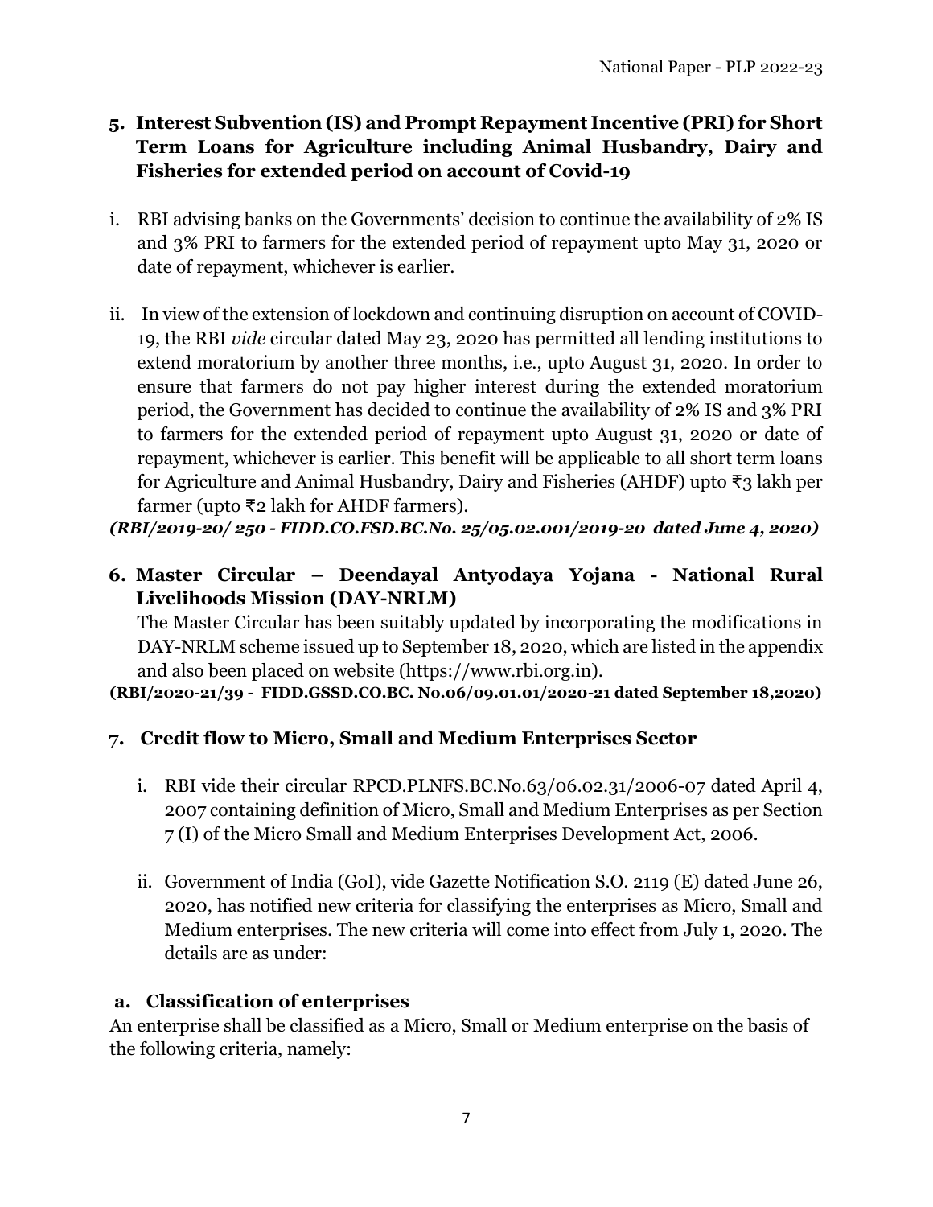## 5. Interest Subvention (IS) and Prompt Repayment Incentive (PRI) for Short Term Loans for Agriculture including Animal Husbandry, Dairy and Fisheries for extended period on account of Covid-19

i. RBI advising banks on the Governments' decision to continue the availability of 2% IS and 3% PRI to farmers for the extended period of repayment upto May 31, 2020 or date of repayment, whichever is earlier.

ii. In view of the extension of lockdown and continuing disruption on account of COVID-19, the RBI *vide* circular dated May 23, 2020 has permitted all lending institutions to extend moratorium by another three months, i.e., upto August 31, 2020. In order to ensure that farmers do not pay higher interest during the extended moratorium period, the Government has decided to continue the availability of 2% IS and 3% PRI to farmers for the extended period of repayment upto August 31, 2020 or date of repayment, whichever is earlier. This benefit will be applicable to all short term loans for Agriculture and Animal Husbandry, Dairy and Fisheries (AHDF) upto ₹3 lakh per farmer (upto ₹2 lakh for AHDF farmers).

***(RBI/2019-20/ 250 - FIDD.CO.FSD.BC.No. 25/05.02.001/2019-20 dated June 4, 2020)***

## 6. Master Circular – Deendayal Antyodaya Yojana - National Rural Livelihoods Mission (DAY-NRLM)

The Master Circular has been suitably updated by incorporating the modifications in DAY-NRLM scheme issued up to September 18, 2020, which are listed in the appendix and also been placed on website (https://www.rbi.org.in).

**(RBI/2020-21/39 - FIDD.GSSD.CO.BC. No.06/09.01.01/2020-21 dated September 18,2020)**

## 7. Credit flow to Micro, Small and Medium Enterprises Sector

i. RBI vide their circular RPCD.PLNFS.BC.No.63/06.02.31/2006-07 dated April 4, 2007 containing definition of Micro, Small and Medium Enterprises as per Section 7 (I) of the Micro Small and Medium Enterprises Development Act, 2006.

ii. Government of India (GoI), vide Gazette Notification S.O. 2119 (E) dated June 26, 2020, has notified new criteria for classifying the enterprises as Micro, Small and Medium enterprises. The new criteria will come into effect from July 1, 2020. The details are as under:

### a. Classification of enterprises

An enterprise shall be classified as a Micro, Small or Medium enterprise on the basis of the following criteria, namely: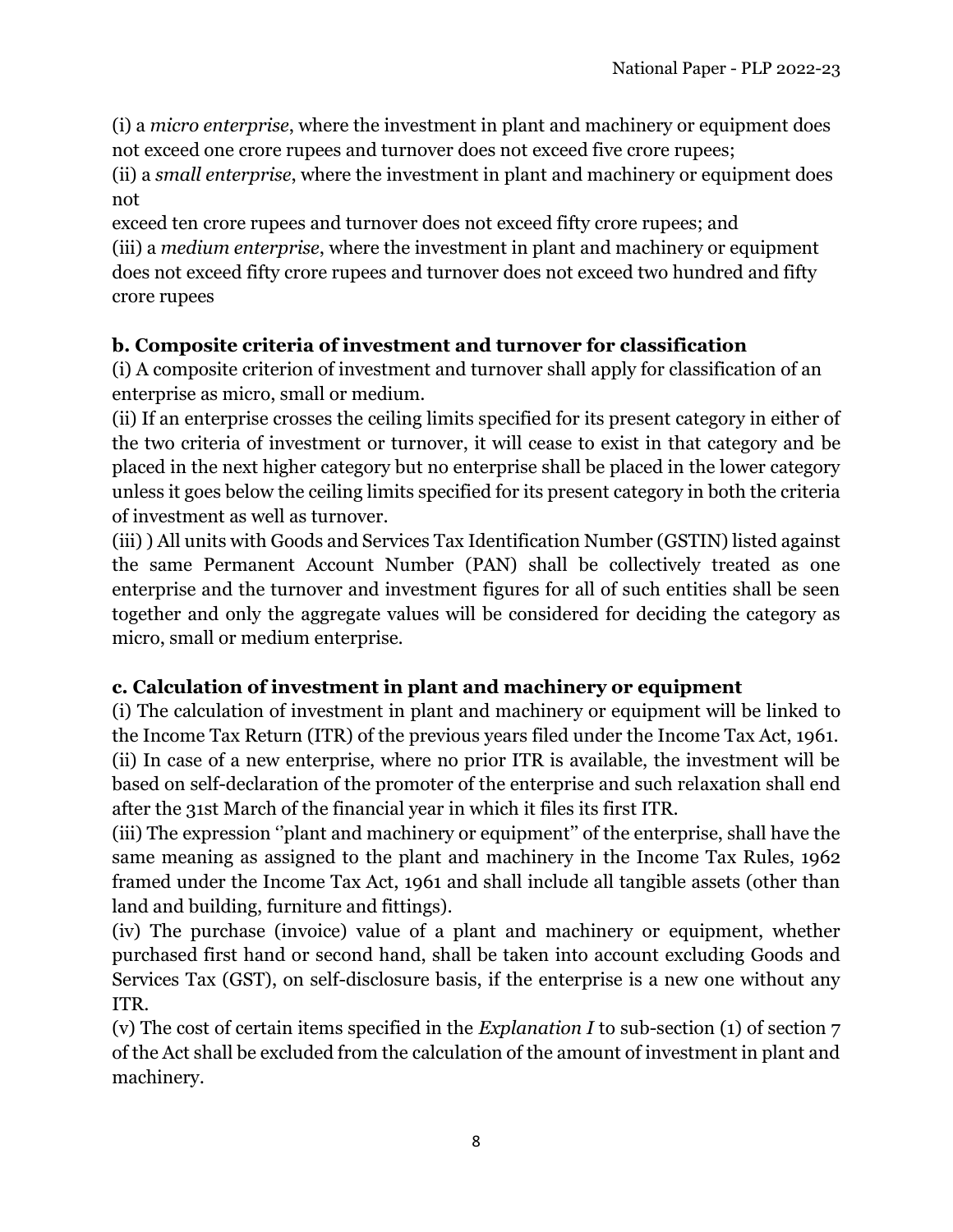(i) a *micro enterprise*, where the investment in plant and machinery or equipment does not exceed one crore rupees and turnover does not exceed five crore rupees;

(ii) a *small enterprise*, where the investment in plant and machinery or equipment does not
exceed ten crore rupees and turnover does not exceed fifty crore rupees; and

(iii) a *medium enterprise*, where the investment in plant and machinery or equipment does not exceed fifty crore rupees and turnover does not exceed two hundred and fifty crore rupees

**b. Composite criteria of investment and turnover for classification**

(i) A composite criterion of investment and turnover shall apply for classification of an enterprise as micro, small or medium.

(ii) If an enterprise crosses the ceiling limits specified for its present category in either of the two criteria of investment or turnover, it will cease to exist in that category and be placed in the next higher category but no enterprise shall be placed in the lower category unless it goes below the ceiling limits specified for its present category in both the criteria of investment as well as turnover.

(iii) ) All units with Goods and Services Tax Identification Number (GSTIN) listed against the same Permanent Account Number (PAN) shall be collectively treated as one enterprise and the turnover and investment figures for all of such entities shall be seen together and only the aggregate values will be considered for deciding the category as micro, small or medium enterprise.

**c. Calculation of investment in plant and machinery or equipment**

(i) The calculation of investment in plant and machinery or equipment will be linked to the Income Tax Return (ITR) of the previous years filed under the Income Tax Act, 1961.

(ii) In case of a new enterprise, where no prior ITR is available, the investment will be based on self-declaration of the promoter of the enterprise and such relaxation shall end after the 31st March of the financial year in which it files its first ITR.

(iii) The expression ''plant and machinery or equipment'' of the enterprise, shall have the same meaning as assigned to the plant and machinery in the Income Tax Rules, 1962 framed under the Income Tax Act, 1961 and shall include all tangible assets (other than land and building, furniture and fittings).

(iv) The purchase (invoice) value of a plant and machinery or equipment, whether purchased first hand or second hand, shall be taken into account excluding Goods and Services Tax (GST), on self-disclosure basis, if the enterprise is a new one without any ITR.

(v) The cost of certain items specified in the *Explanation I* to sub-section (1) of section 7 of the Act shall be excluded from the calculation of the amount of investment in plant and machinery.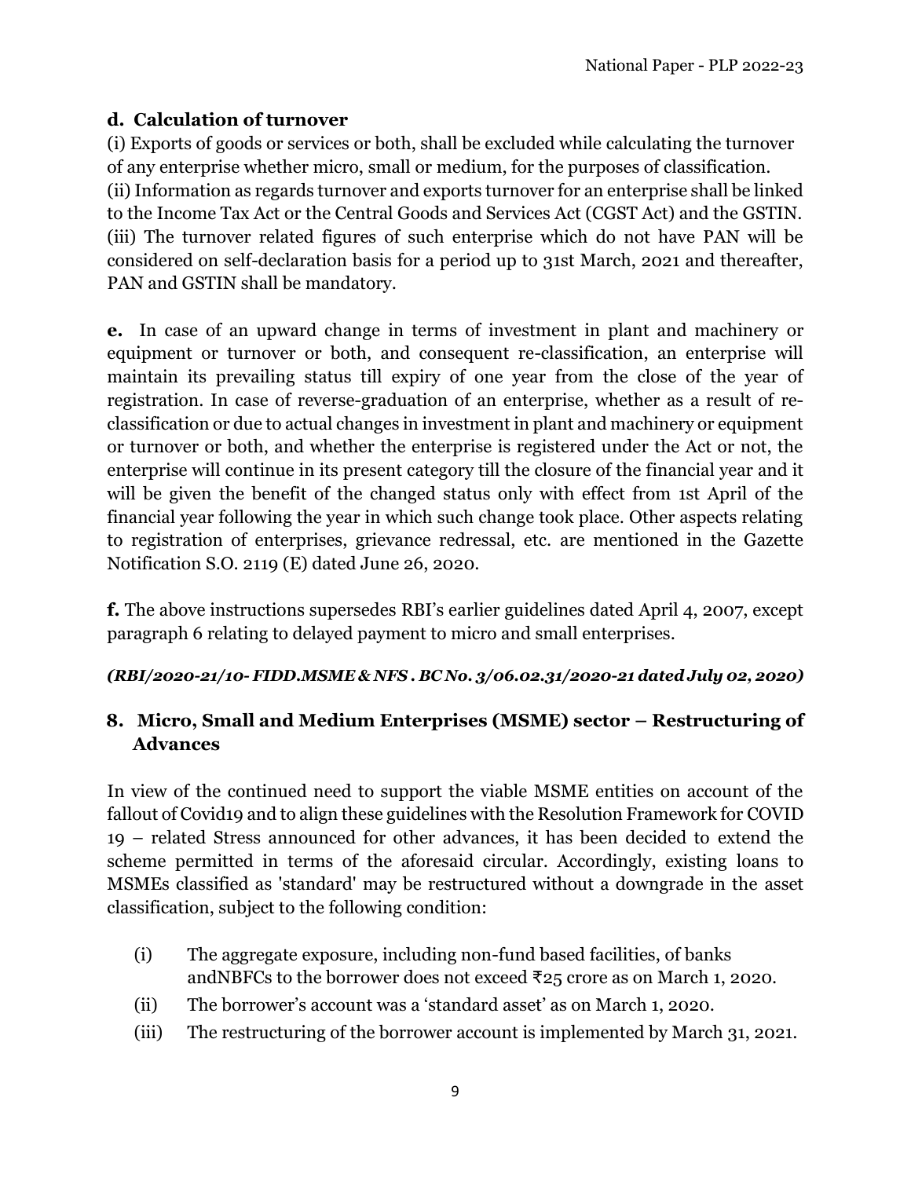**d. Calculation of turnover**

(i) Exports of goods or services or both, shall be excluded while calculating the turnover of any enterprise whether micro, small or medium, for the purposes of classification.
(ii) Information as regards turnover and exports turnover for an enterprise shall be linked to the Income Tax Act or the Central Goods and Services Act (CGST Act) and the GSTIN.
(iii) The turnover related figures of such enterprise which do not have PAN will be considered on self-declaration basis for a period up to 31st March, 2021 and thereafter, PAN and GSTIN shall be mandatory.

**e.** In case of an upward change in terms of investment in plant and machinery or equipment or turnover or both, and consequent re-classification, an enterprise will maintain its prevailing status till expiry of one year from the close of the year of registration. In case of reverse-graduation of an enterprise, whether as a result of re-classification or due to actual changes in investment in plant and machinery or equipment or turnover or both, and whether the enterprise is registered under the Act or not, the enterprise will continue in its present category till the closure of the financial year and it will be given the benefit of the changed status only with effect from 1st April of the financial year following the year in which such change took place. Other aspects relating to registration of enterprises, grievance redressal, etc. are mentioned in the Gazette Notification S.O. 2119 (E) dated June 26, 2020.

**f.** The above instructions supersedes RBI's earlier guidelines dated April 4, 2007, except paragraph 6 relating to delayed payment to micro and small enterprises.

***(RBI/2020-21/10- FIDD.MSME & NFS . BC No. 3/06.02.31/2020-21 dated July 02, 2020)***

## 8. Micro, Small and Medium Enterprises (MSME) sector – Restructuring of Advances

In view of the continued need to support the viable MSME entities on account of the fallout of Covid19 and to align these guidelines with the Resolution Framework for COVID 19 – related Stress announced for other advances, it has been decided to extend the scheme permitted in terms of the aforesaid circular. Accordingly, existing loans to MSMEs classified as 'standard' may be restructured without a downgrade in the asset classification, subject to the following condition:

(i) The aggregate exposure, including non-fund based facilities, of banks andNBFCs to the borrower does not exceed ₹25 crore as on March 1, 2020.
(ii) The borrower's account was a 'standard asset' as on March 1, 2020.
(iii) The restructuring of the borrower account is implemented by March 31, 2021.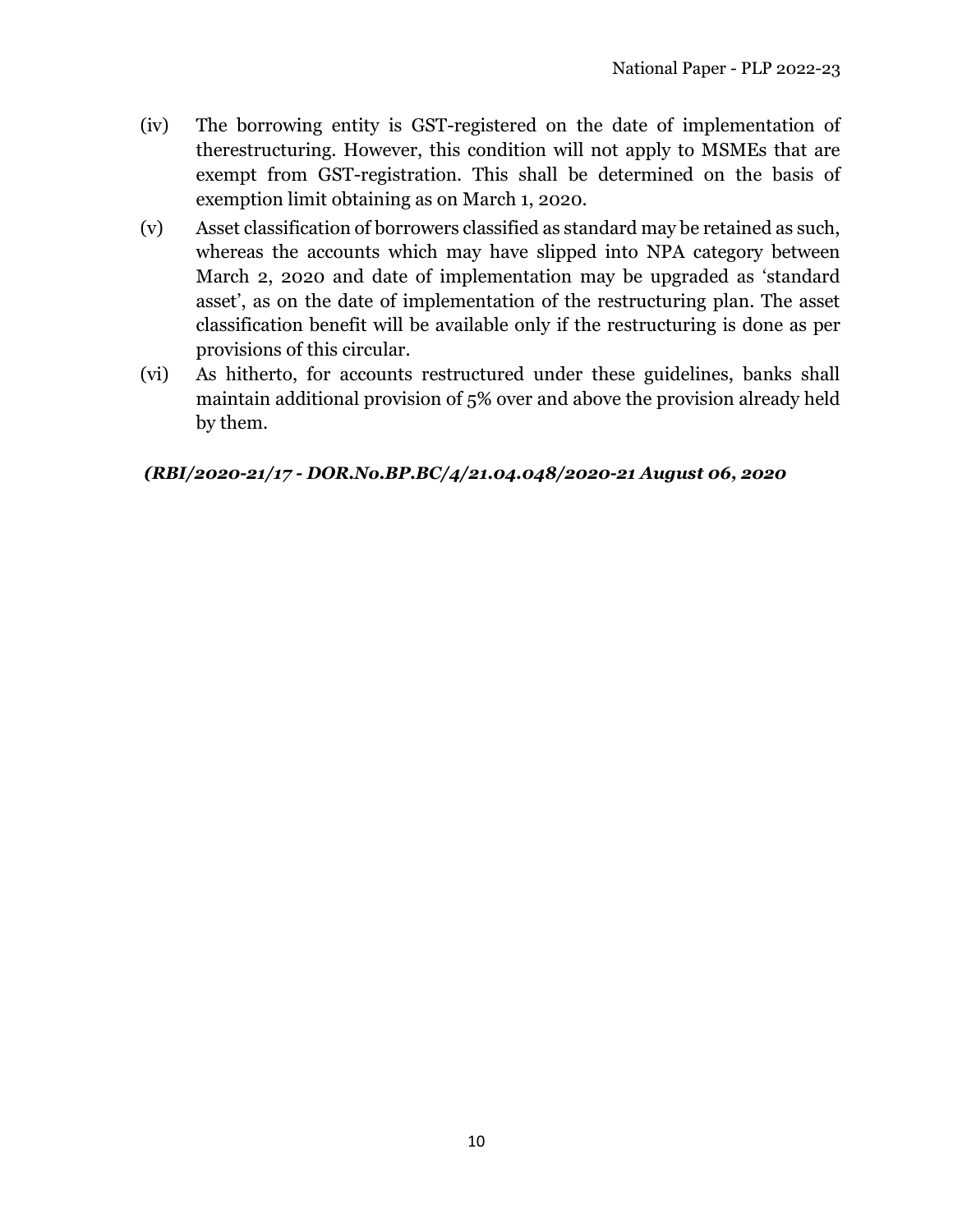(iv) The borrowing entity is GST-registered on the date of implementation of therestructuring. However, this condition will not apply to MSMEs that are exempt from GST-registration. This shall be determined on the basis of exemption limit obtaining as on March 1, 2020.

(v) Asset classification of borrowers classified as standard may be retained as such, whereas the accounts which may have slipped into NPA category between March 2, 2020 and date of implementation may be upgraded as 'standard asset', as on the date of implementation of the restructuring plan. The asset classification benefit will be available only if the restructuring is done as per provisions of this circular.

(vi) As hitherto, for accounts restructured under these guidelines, banks shall maintain additional provision of 5% over and above the provision already held by them.

***(RBI/2020-21/17 - DOR.No.BP.BC/4/21.04.048/2020-21 August 06, 2020***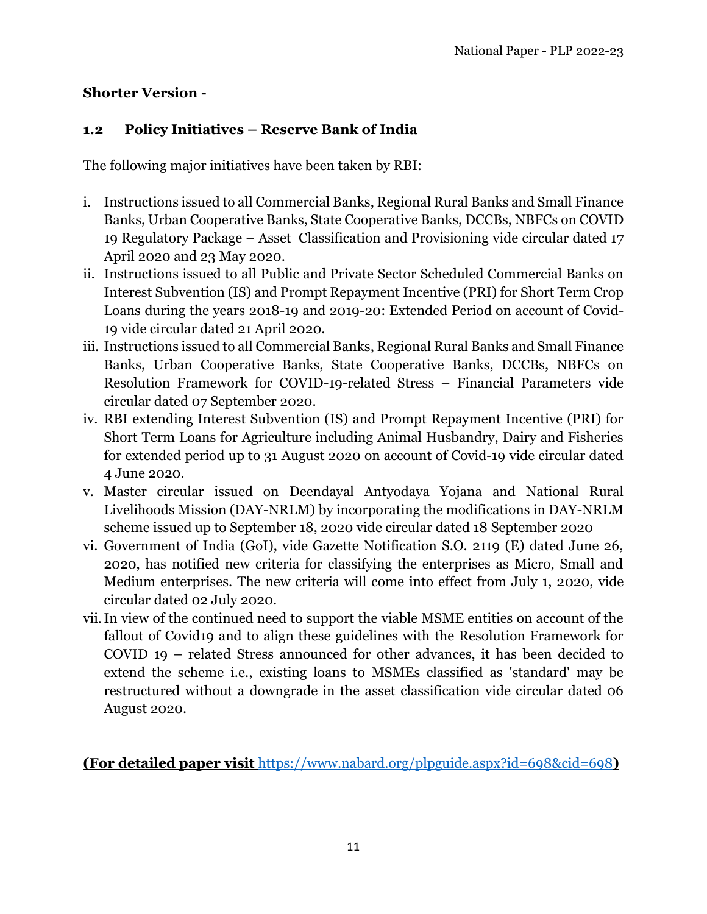**Shorter Version -**

## 1.2 Policy Initiatives – Reserve Bank of India

The following major initiatives have been taken by RBI:

i. Instructions issued to all Commercial Banks, Regional Rural Banks and Small Finance Banks, Urban Cooperative Banks, State Cooperative Banks, DCCBs, NBFCs on COVID 19 Regulatory Package – Asset Classification and Provisioning vide circular dated 17 April 2020 and 23 May 2020.
ii. Instructions issued to all Public and Private Sector Scheduled Commercial Banks on Interest Subvention (IS) and Prompt Repayment Incentive (PRI) for Short Term Crop Loans during the years 2018-19 and 2019-20: Extended Period on account of Covid-19 vide circular dated 21 April 2020.
iii. Instructions issued to all Commercial Banks, Regional Rural Banks and Small Finance Banks, Urban Cooperative Banks, State Cooperative Banks, DCCBs, NBFCs on Resolution Framework for COVID-19-related Stress – Financial Parameters vide circular dated 07 September 2020.
iv. RBI extending Interest Subvention (IS) and Prompt Repayment Incentive (PRI) for Short Term Loans for Agriculture including Animal Husbandry, Dairy and Fisheries for extended period up to 31 August 2020 on account of Covid-19 vide circular dated 4 June 2020.
v. Master circular issued on Deendayal Antyodaya Yojana and National Rural Livelihoods Mission (DAY-NRLM) by incorporating the modifications in DAY-NRLM scheme issued up to September 18, 2020 vide circular dated 18 September 2020
vi. Government of India (GoI), vide Gazette Notification S.O. 2119 (E) dated June 26, 2020, has notified new criteria for classifying the enterprises as Micro, Small and Medium enterprises. The new criteria will come into effect from July 1, 2020, vide circular dated 02 July 2020.
vii. In view of the continued need to support the viable MSME entities on account of the fallout of Covid19 and to align these guidelines with the Resolution Framework for COVID 19 – related Stress announced for other advances, it has been decided to extend the scheme i.e., existing loans to MSMEs classified as 'standard' may be restructured without a downgrade in the asset classification vide circular dated 06 August 2020.

**(For detailed paper visit** https://www.nabard.org/plpguide.aspx?id=698&cid=698**)**